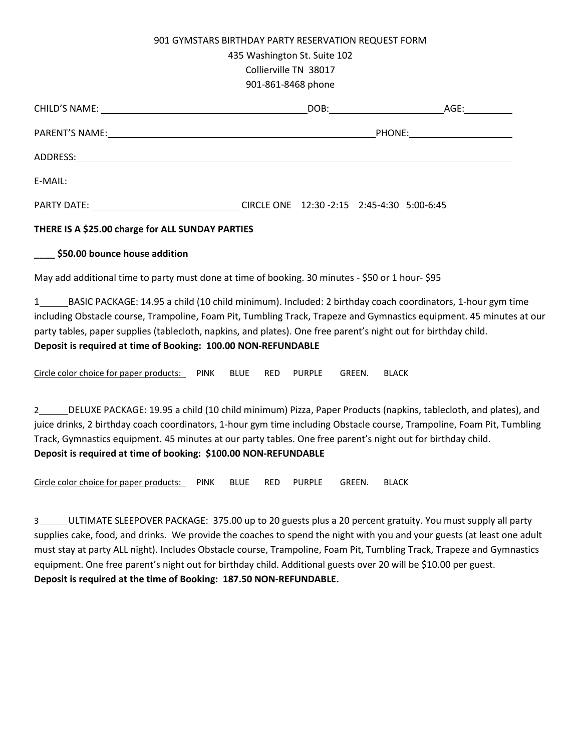# 901 GYMSTARS BIRTHDAY PARTY RESERVATION REQUEST FORM

435 Washington St. Suite 102
Collierville TN 38017
901-861-8468 phone

CHILD'S NAME: ______________________ DOB: ______________ AGE: ________

PARENT'S NAME: ______________________________ PHONE: ______________

ADDRESS: ______________________________________________

E-MAIL: ______________________________________________

PARTY DATE: __________________ CIRCLE ONE 12:30 -2:15 2:45-4:30 5:00-6:45

**THERE IS A $25.00 charge for ALL SUNDAY PARTIES**

**____ $50.00 bounce house addition**

May add additional time to party must done at time of booking. 30 minutes - $50 or 1 hour- $95

1______BASIC PACKAGE: 14.95 a child (10 child minimum). Included: 2 birthday coach coordinators, 1-hour gym time including Obstacle course, Trampoline, Foam Pit, Tumbling Track, Trapeze and Gymnastics equipment. 45 minutes at our party tables, paper supplies (tablecloth, napkins, and plates). One free parent's night out for birthday child.
**Deposit is required at time of Booking: 100.00 NON-REFUNDABLE**

Circle color choice for paper products: PINK BLUE RED PURPLE GREEN. BLACK

2______DELUXE PACKAGE: 19.95 a child (10 child minimum) Pizza, Paper Products (napkins, tablecloth, and plates), and juice drinks, 2 birthday coach coordinators, 1-hour gym time including Obstacle course, Trampoline, Foam Pit, Tumbling Track, Gymnastics equipment. 45 minutes at our party tables. One free parent's night out for birthday child.
**Deposit is required at time of booking: $100.00 NON-REFUNDABLE**

Circle color choice for paper products: PINK BLUE RED PURPLE GREEN. BLACK

3______ULTIMATE SLEEPOVER PACKAGE: 375.00 up to 20 guests plus a 20 percent gratuity. You must supply all party supplies cake, food, and drinks. We provide the coaches to spend the night with you and your guests (at least one adult must stay at party ALL night). Includes Obstacle course, Trampoline, Foam Pit, Tumbling Track, Trapeze and Gymnastics equipment. One free parent's night out for birthday child. Additional guests over 20 will be $10.00 per guest.
**Deposit is required at the time of Booking: 187.50 NON-REFUNDABLE.**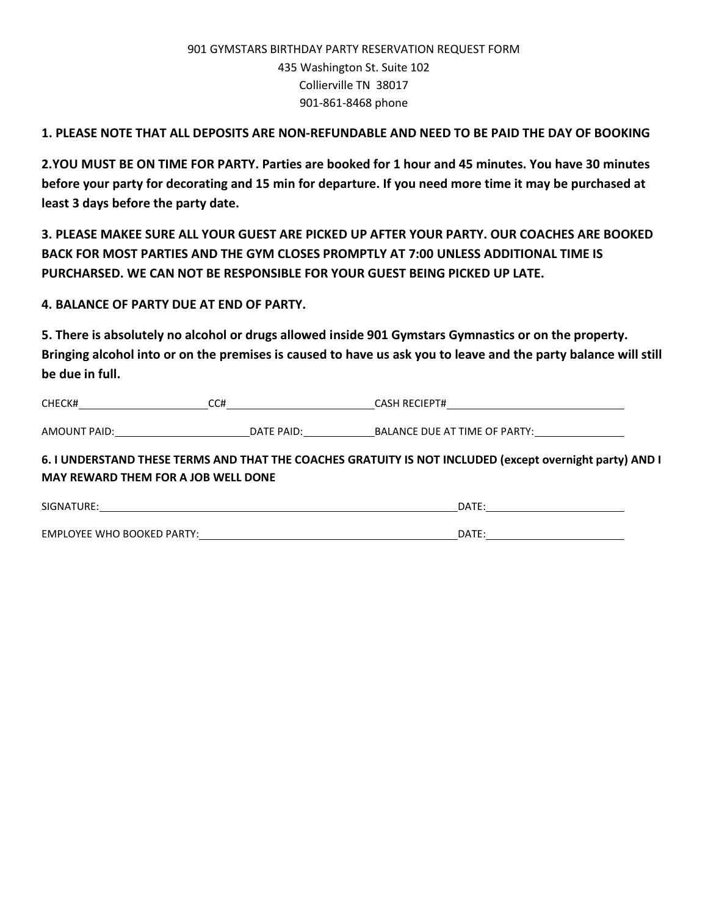901 GYMSTARS BIRTHDAY PARTY RESERVATION REQUEST FORM
435 Washington St. Suite 102
Collierville TN 38017
901-861-8468 phone

**1. PLEASE NOTE THAT ALL DEPOSITS ARE NON-REFUNDABLE AND NEED TO BE PAID THE DAY OF BOOKING**

**2.YOU MUST BE ON TIME FOR PARTY. Parties are booked for 1 hour and 45 minutes. You have 30 minutes before your party for decorating and 15 min for departure. If you need more time it may be purchased at least 3 days before the party date.**

**3. PLEASE MAKEE SURE ALL YOUR GUEST ARE PICKED UP AFTER YOUR PARTY. OUR COACHES ARE BOOKED BACK FOR MOST PARTIES AND THE GYM CLOSES PROMPTLY AT 7:00 UNLESS ADDITIONAL TIME IS PURCHARSED. WE CAN NOT BE RESPONSIBLE FOR YOUR GUEST BEING PICKED UP LATE.**

**4. BALANCE OF PARTY DUE AT END OF PARTY.**

**5. There is absolutely no alcohol or drugs allowed inside 901 Gymstars Gymnastics or on the property. Bringing alcohol into or on the premises is caused to have us ask you to leave and the party balance will still be due in full.**

CHECK#\_\_\_\_\_\_\_\_\_\_\_\_\_\_\_\_ CC#\_\_\_\_\_\_\_\_\_\_\_\_\_\_\_\_ CASH RECIEPT#\_\_\_\_\_\_\_\_\_\_\_\_\_\_\_\_

AMOUNT PAID:\_\_\_\_\_\_\_\_\_\_\_\_\_\_\_\_ DATE PAID:\_\_\_\_\_\_\_\_\_\_ BALANCE DUE AT TIME OF PARTY:\_\_\_\_\_\_\_\_\_\_

**6. I UNDERSTAND THESE TERMS AND THAT THE COACHES GRATUITY IS NOT INCLUDED (except overnight party) AND I MAY REWARD THEM FOR A JOB WELL DONE**

SIGNATURE:\_\_\_\_\_\_\_\_\_\_\_\_\_\_\_\_\_\_\_\_\_\_\_\_\_\_\_\_\_\_\_\_ DATE:\_\_\_\_\_\_\_\_\_\_\_\_\_\_\_\_

EMPLOYEE WHO BOOKED PARTY:\_\_\_\_\_\_\_\_\_\_\_\_\_\_\_\_\_\_\_\_\_\_\_\_ DATE:\_\_\_\_\_\_\_\_\_\_\_\_\_\_\_\_